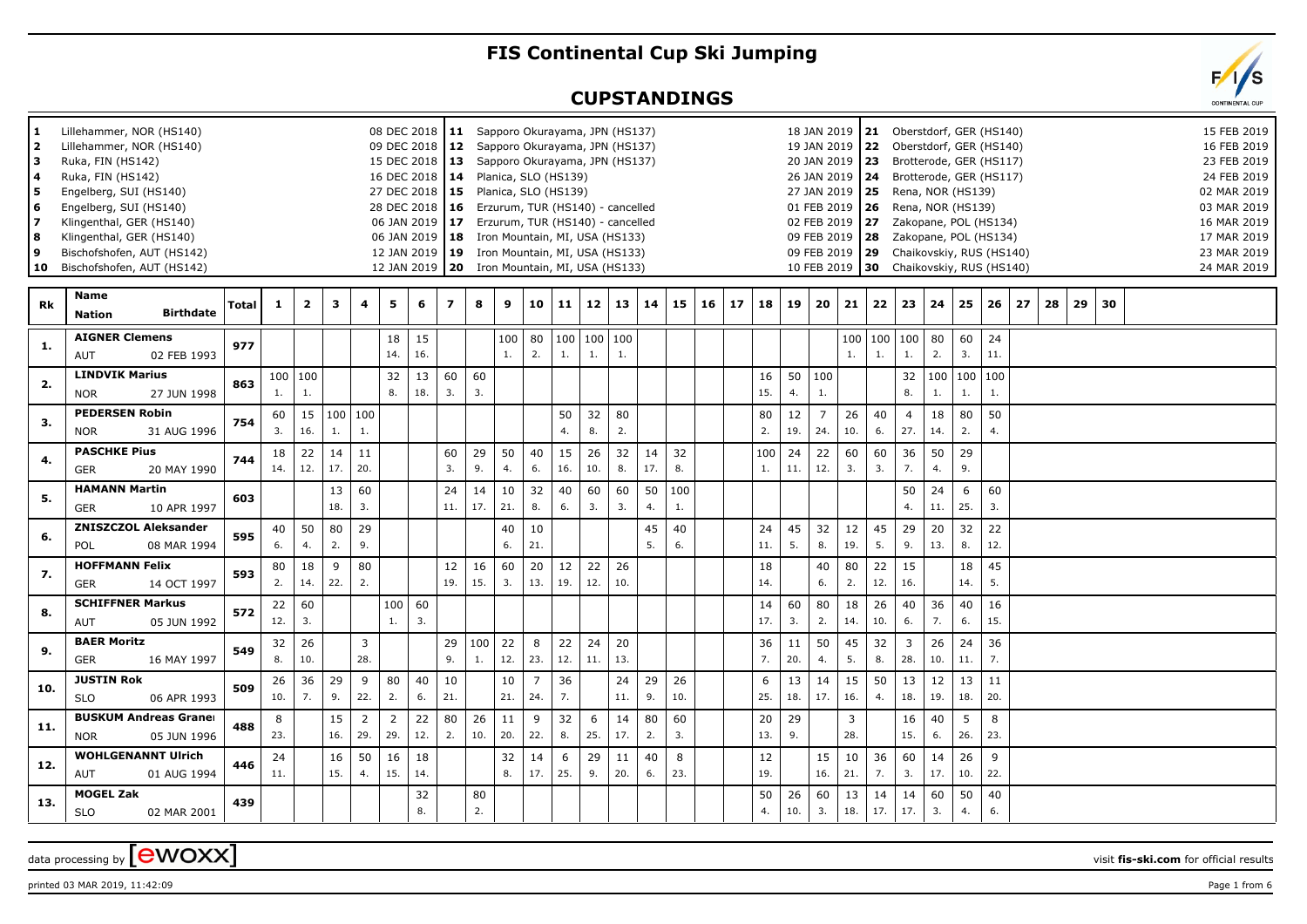# FIS Continental Cup Ski Jumping

## CUPSTANDINGS

| No. | Venue | Date | No. | Venue | Date | No. | Venue | Date |
|---|---|---|---|---|---|---|---|---|
| 1 | Lillehammer, NOR (HS140) | 08 DEC 2018 | 11 | Sapporo Okurayama, JPN (HS137) | 18 JAN 2019 | 21 | Oberstdorf, GER (HS140) | 15 FEB 2019 |
| 2 | Lillehammer, NOR (HS140) | 09 DEC 2018 | 12 | Sapporo Okurayama, JPN (HS137) | 19 JAN 2019 | 22 | Oberstdorf, GER (HS140) | 16 FEB 2019 |
| 3 | Ruka, FIN (HS142) | 15 DEC 2018 | 13 | Sapporo Okurayama, JPN (HS137) | 20 JAN 2019 | 23 | Brotterode, GER (HS117) | 23 FEB 2019 |
| 4 | Ruka, FIN (HS142) | 16 DEC 2018 | 14 | Planica, SLO (HS139) | 26 JAN 2019 | 24 | Brotterode, GER (HS117) | 24 FEB 2019 |
| 5 | Engelberg, SUI (HS140) | 27 DEC 2018 | 15 | Planica, SLO (HS139) | 27 JAN 2019 | 25 | Rena, NOR (HS139) | 02 MAR 2019 |
| 6 | Engelberg, SUI (HS140) | 28 DEC 2018 | 16 | Erzurum, TUR (HS140) - cancelled | 01 FEB 2019 | 26 | Rena, NOR (HS139) | 03 MAR 2019 |
| 7 | Klingenthal, GER (HS140) | 06 JAN 2019 | 17 | Erzurum, TUR (HS140) - cancelled | 02 FEB 2019 | 27 | Zakopane, POL (HS134) | 16 MAR 2019 |
| 8 | Klingenthal, GER (HS140) | 06 JAN 2019 | 18 | Iron Mountain, MI, USA (HS133) | 09 FEB 2019 | 28 | Zakopane, POL (HS134) | 17 MAR 2019 |
| 9 | Bischofshofen, AUT (HS142) | 12 JAN 2019 | 19 | Iron Mountain, MI, USA (HS133) | 09 FEB 2019 | 29 | Chaikovskiy, RUS (HS140) | 23 MAR 2019 |
| 10 | Bischofshofen, AUT (HS142) | 12 JAN 2019 | 20 | Iron Mountain, MI, USA (HS133) | 10 FEB 2019 | 30 | Chaikovskiy, RUS (HS140) | 24 MAR 2019 |

| Rk | Name / Nation | Birthdate | Total | 1 | 2 | 3 | 4 | 5 | 6 | 7 | 8 | 9 | 10 | 11 | 12 | 13 | 14 | 15 | 16 | 17 | 18 | 19 | 20 | 21 | 22 | 23 | 24 | 25 | 26 | 27 | 28 | 29 | 30 |
|---|---|---|---|---|---|---|---|---|---|---|---|---|---|---|---|---|---|---|---|---|---|---|---|---|---|---|---|---|---|---|---|---|---|
| 1. | AIGNER Clemens AUT | 02 FEB 1993 | 977 | | | | | 18 14. | 15 16. | | | 100 1. | 80 2. | 100 1. | 100 1. | 100 1. | | | | | | | | 100 1. | 100 1. | 100 1. | 80 2. | 60 3. | 24 11. | | | | |
| 2. | LINDVIK Marius NOR | 27 JUN 1998 | 863 | 100 1. | 100 1. | | | 32 8. | 13 18. | 60 3. | 60 3. | | | | | | | | | | 16 15. | 50 4. | 100 1. | | | 32 8. | 100 1. | 100 1. | 100 1. | | | | |
| 3. | PEDERSEN Robin NOR | 31 AUG 1996 | 754 | 60 3. | 15 16. | 100 1. | 100 1. | | | | | | | 50 4. | 32 8. | 80 2. | | | | | 80 2. | 12 19. | 7 24. | 26 10. | 40 6. | 4 27. | 18 14. | 80 2. | 50 4. | | | | |
| 4. | PASCHKE Pius GER | 20 MAY 1990 | 744 | 18 14. | 22 12. | 14 17. | 11 20. | | | 60 3. | 29 9. | 50 4. | 40 6. | 15 16. | 26 10. | 32 8. | 14 17. | 32 8. | | | 100 1. | 24 11. | 22 12. | 60 3. | 60 3. | 36 7. | 50 4. | 29 9. | | | | | |
| 5. | HAMANN Martin GER | 10 APR 1997 | 603 | | | 13 18. | 60 3. | | | 24 11. | 14 17. | 10 21. | 32 8. | 40 6. | 60 3. | 60 3. | 50 4. | 100 1. | | | | | | | | 50 4. | 24 11. | 6 25. | 60 3. | | | | |
| 6. | ZNISZCZOL Aleksander POL | 08 MAR 1994 | 595 | 40 6. | 50 4. | 80 2. | 29 9. | | | | | 40 6. | 10 21. | | | | 45 5. | 40 6. | | | 24 11. | 45 5. | 32 8. | 12 19. | 45 5. | 29 9. | 20 13. | 32 8. | 22 12. | | | | |
| 7. | HOFFMANN Felix GER | 14 OCT 1997 | 593 | 80 2. | 18 14. | 9 22. | 80 2. | | | 12 19. | 16 15. | 60 3. | 20 13. | 12 19. | 22 12. | 26 10. | | | | | 18 14. | | 40 6. | 80 2. | 22 12. | 15 16. | | 18 14. | 45 5. | | | | |
| 8. | SCHIFFNER Markus AUT | 05 JUN 1992 | 572 | 22 12. | 60 3. | | | 100 1. | 60 3. | | | | | | | | | | | | 14 17. | 60 3. | 80 2. | 18 14. | 26 10. | 40 6. | 36 7. | 40 6. | 16 15. | | | | |
| 9. | BAER Moritz GER | 16 MAY 1997 | 549 | 32 8. | 26 10. | | 3 28. | | | 29 9. | 100 1. | 22 12. | 8 23. | 22 12. | 24 11. | 20 13. | | | | | 36 7. | 11 20. | 50 4. | 45 5. | 32 8. | 3 28. | 26 10. | 24 11. | 36 7. | | | | |
| 10. | JUSTIN Rok SLO | 06 APR 1993 | 509 | 26 10. | 36 7. | 29 9. | 9 22. | 80 2. | 40 6. | 10 21. | | 10 21. | 7 24. | 36 7. | | 24 11. | 29 9. | 26 10. | | | 6 25. | 13 18. | 14 17. | 15 16. | 50 4. | 13 18. | 12 19. | 13 18. | 11 20. | | | | |
| 11. | BUSKUM Andreas Granerud NOR | 05 JUN 1996 | 488 | 8 23. | | 15 16. | 2 29. | 2 29. | 22 12. | 80 2. | 26 10. | 11 20. | 9 22. | 32 8. | 6 25. | 14 17. | 80 2. | 60 3. | | | 20 13. | 29 9. | | 3 28. | | 16 15. | 40 6. | 5 26. | 8 23. | | | | |
| 12. | WOHLGENANNT Ulrich AUT | 01 AUG 1994 | 446 | 24 11. | | 16 15. | 50 4. | 16 15. | 18 14. | | | 32 8. | 14 17. | 6 25. | 29 9. | 11 20. | 40 6. | 8 23. | | | 12 19. | | 15 16. | 10 21. | 36 7. | 60 3. | 14 17. | 26 10. | 9 22. | | | | |
| 13. | MOGEL Zak SLO | 02 MAR 2001 | 439 | | | | | | 32 8. | | 80 2. | | | | | | | | | | 50 4. | 26 10. | 60 3. | 13 18. | 14 17. | 14 17. | 60 3. | 50 4. | 40 6. | | | | |

data processing by [ewoxx] visit fis-ski.com for official results

printed 03 MAR 2019, 11:42:09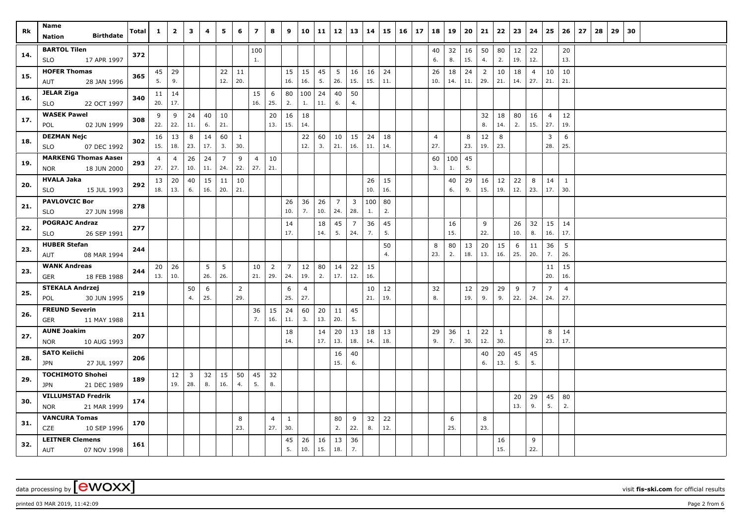| Rk | Name<br>Nation Birthdate | Total | 1 | 2 | 3 | 4 | 5 | 6 | 7 | 8 | 9 | 10 | 11 | 12 | 13 | 14 | 15 | 16 | 17 | 18 | 19 | 20 | 21 | 22 | 23 | 24 | 25 | 26 | 27 | 28 | 29 | 30 |
|---|---|---|---|---|---|---|---|---|---|---|---|---|---|---|---|---|---|---|---|---|---|---|---|---|---|---|---|---|---|---|---|---|
| 14. | BARTOL Tilen | 372 | | | | | | | 100 | | | | | | | | | | | 40 | 32 | 16 | 50 | 80 | 12 | 22 | | 20 | | | | |
| | SLO 17 APR 1997 | | | | | | | | 1. | | | | | | | | | | | 6. | 8. | 15. | 4. | 2. | 19. | 12. | | 13. | | | | |
| 15. | HOFER Thomas | 365 | 45 | 29 | | | 22 | 11 | | | 15 | 15 | 45 | 5 | 16 | 16 | 24 | | | 26 | 18 | 24 | 2 | 10 | 18 | 4 | 10 | 10 | | | | |
| | AUT 28 JAN 1996 | | 5. | 9. | | | 12. | 20. | | | 16. | 16. | 5. | 26. | 15. | 15. | 11. | | | 10. | 14. | 11. | 29. | 21. | 14. | 27. | 21. | 21. | | | | |
| 16. | JELAR Ziga | 340 | 11 | 14 | | | | | 15 | 6 | 80 | 100 | 24 | 40 | 50 | | | | | | | | | | | | | | | | | |
| | SLO 22 OCT 1997 | | 20. | 17. | | | | | 16. | 25. | 2. | 1. | 11. | 6. | 4. | | | | | | | | | | | | | | | | | |
| 17. | WASEK Pawel | 308 | 9 | 9 | 24 | 40 | 10 | | | 20 | 16 | 18 | | | | | | | | | | | 32 | 18 | 80 | 16 | 4 | 12 | | | | |
| | POL 02 JUN 1999 | | 22. | 22. | 11. | 6. | 21. | | | 13. | 15. | 14. | | | | | | | | | | | 8. | 14. | 2. | 15. | 27. | 19. | | | | |
| 18. | DEZMAN Nejc | 302 | 16 | 13 | 8 | 14 | 60 | 1 | | | | 22 | 60 | 10 | 15 | 24 | 18 | | | 4 | | 8 | 12 | 8 | | | 3 | 6 | | | | |
| | SLO 07 DEC 1992 | | 15. | 18. | 23. | 17. | 3. | 30. | | | | 12. | 3. | 21. | 16. | 11. | 14. | | | 27. | | 23. | 19. | 23. | | | 28. | 25. | | | | |
| 19. | MARKENG Thomas Aasen | 293 | 4 | 4 | 26 | 24 | 7 | 9 | 4 | 10 | | | | | | | | | | 60 | 100 | 45 | | | | | | | | | | |
| | NOR 18 JUN 2000 | | 27. | 27. | 10. | 11. | 24. | 22. | 27. | 21. | | | | | | | | | | 3. | 1. | 5. | | | | | | | | | | |
| 20. | HVALA Jaka | 292 | 13 | 20 | 40 | 15 | 11 | 10 | | | | | | | | 26 | 15 | | | | 40 | 29 | 16 | 12 | 22 | 8 | 14 | 1 | | | | |
| | SLO 15 JUL 1993 | | 18. | 13. | 6. | 16. | 20. | 21. | | | | | | | | 10. | 16. | | | | 6. | 9. | 15. | 19. | 12. | 23. | 17. | 30. | | | | |
| 21. | PAVLOVCIC Bor | 278 | | | | | | | | | 26 | 36 | 26 | 7 | 3 | 100 | 80 | | | | | | | | | | | | | | | |
| | SLO 27 JUN 1998 | | | | | | | | | | 10. | 7. | 10. | 24. | 28. | 1. | 2. | | | | | | | | | | | | | | | |
| 22. | POGRAJC Andraz | 277 | | | | | | | | | 14 | | 18 | 45 | 7 | 36 | 45 | | | | 16 | | 9 | | 26 | 32 | 15 | 14 | | | | |
| | SLO 26 SEP 1991 | | | | | | | | | | 17. | | 14. | 5. | 24. | 7. | 5. | | | | 15. | | 22. | | 10. | 8. | 16. | 17. | | | | |
| 23. | HUBER Stefan | 244 | | | | | | | | | | | | | | | 50 | | | 8 | 80 | 13 | 20 | 15 | 6 | 11 | 36 | 5 | | | | |
| | AUT 08 MAR 1994 | | | | | | | | | | | | | | | | 4. | | | 23. | 2. | 18. | 13. | 16. | 25. | 20. | 7. | 26. | | | | |
| 23. | WANK Andreas | 244 | 20 | 26 | | 5 | 5 | | 10 | 2 | 7 | 12 | 80 | 14 | 22 | 15 | | | | | | | | | | | 11 | 15 | | | | |
| | GER 18 FEB 1988 | | 13. | 10. | | 26. | 26. | | 21. | 29. | 24. | 19. | 2. | 17. | 12. | 16. | | | | | | | | | | | 20. | 16. | | | | |
| 25. | STEKALA Andrzej | 219 | | | 50 | 6 | | 2 | | | 6 | 4 | | | | 10 | 12 | | | 32 | | 12 | 29 | 29 | 9 | 7 | 7 | 4 | | | | |
| | POL 30 JUN 1995 | | | | 4. | 25. | | 29. | | | 25. | 27. | | | | 21. | 19. | | | 8. | | 19. | 9. | 9. | 22. | 24. | 24. | 27. | | | | |
| 26. | FREUND Severin | 211 | | | | | | | 36 | 15 | 24 | 60 | 20 | 11 | 45 | | | | | | | | | | | | | | | | | |
| | GER 11 MAY 1988 | | | | | | | | 7. | 16. | 11. | 3. | 13. | 20. | 5. | | | | | | | | | | | | | | | | | |
| 27. | AUNE Joakim | 207 | | | | | | | | | 18 | | 14 | 20 | 13 | 18 | 13 | | | 29 | 36 | 1 | 22 | 1 | | | 8 | 14 | | | | |
| | NOR 10 AUG 1993 | | | | | | | | | | 14. | | 17. | 13. | 18. | 14. | 18. | | | 9. | 7. | 30. | 12. | 30. | | | 23. | 17. | | | | |
| 28. | SATO Keiichi | 206 | | | | | | | | | | | | 16 | 40 | | | | | | | | 40 | 20 | 45 | 45 | | | | | | |
| | JPN 27 JUL 1997 | | | | | | | | | | | | | 15. | 6. | | | | | | | | 6. | 13. | 5. | 5. | | | | | | |
| 29. | TOCHIMOTO Shohei | 189 | | 12 | 3 | 32 | 15 | 50 | 45 | 32 | | | | | | | | | | | | | | | | | | | | | | |
| | JPN 21 DEC 1989 | | | 19. | 28. | 8. | 16. | 4. | 5. | 8. | | | | | | | | | | | | | | | | | | | | | | |
| 30. | VILLUMSTAD Fredrik | 174 | | | | | | | | | | | | | | | | | | | | | | | 20 | 29 | 45 | 80 | | | | |
| | NOR 21 MAR 1999 | | | | | | | | | | | | | | | | | | | | | | | | 13. | 9. | 5. | 2. | | | | |
| 31. | VANCURA Tomas | 170 | | | | | | 8 | | 4 | 1 | | | 80 | 9 | 32 | 22 | | | | 6 | | 8 | | | | | | | | | |
| | CZE 10 SEP 1996 | | | | | | | 23. | | 27. | 30. | | | 2. | 22. | 8. | 12. | | | | 25. | | 23. | | | | | | | | | |
| 32. | LEITNER Clemens | 161 | | | | | | | | | 45 | 26 | 16 | 13 | 36 | | | | | | | | | 16 | | 9 | | | | | | |
| | AUT 07 NOV 1998 | | | | | | | | | | 5. | 10. | 15. | 18. | 7. | | | | | | | | | 15. | | 22. | | | | | | |

data processing by [ewoxx] visit fis-ski.com for official results

printed 03 MAR 2019, 11:42:09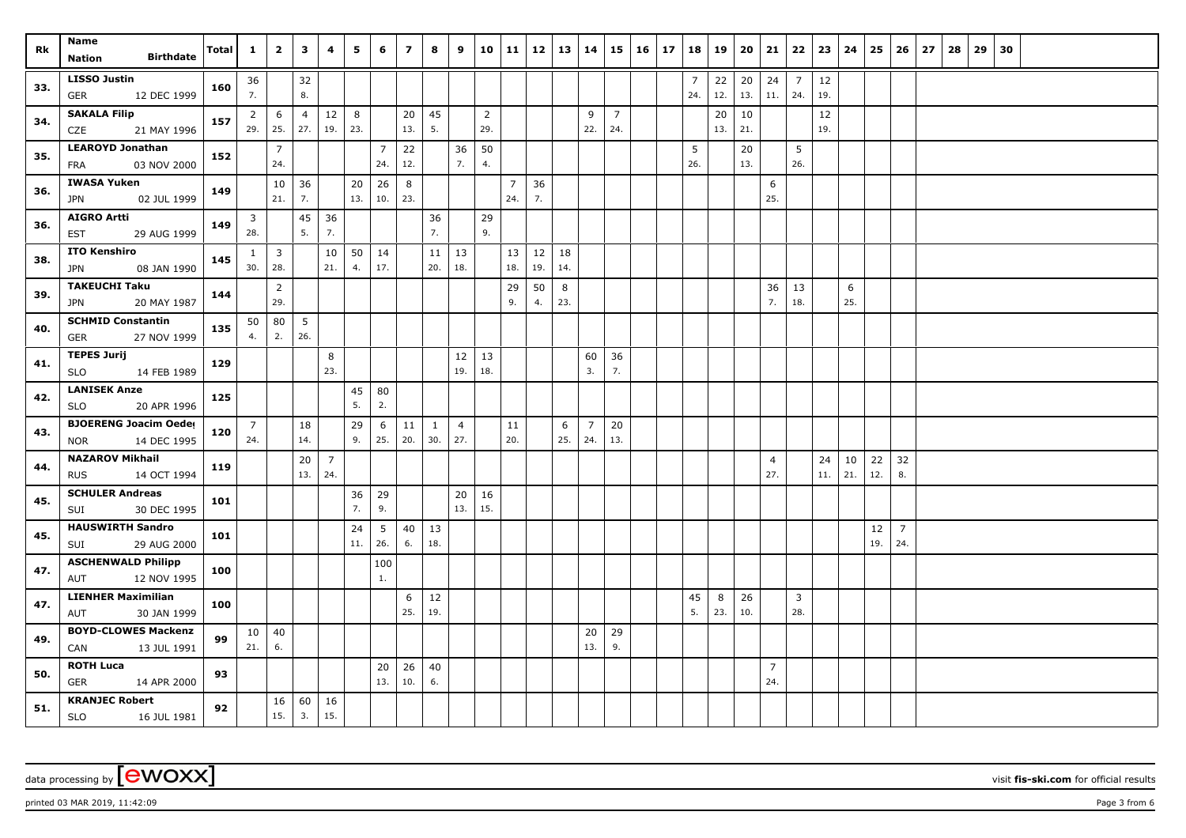| Rk | Name<br>Nation Birthdate | Total | 1 | 2 | 3 | 4 | 5 | 6 | 7 | 8 | 9 | 10 | 11 | 12 | 13 | 14 | 15 | 16 | 17 | 18 | 19 | 20 | 21 | 22 | 23 | 24 | 25 | 26 | 27 | 28 | 29 | 30 |
|---|---|---|---|---|---|---|---|---|---|---|---|---|---|---|---|---|---|---|---|---|---|---|---|---|---|---|---|---|---|---|---|---|
| 33. | LISSO Justin | 160 | 36 | | 32 | | | | | | | | | | | | | | | 7 | 22 | 20 | 24 | 7 | 12 | | | | | | | |
| | GER 12 DEC 1999 | | 7. | | 8. | | | | | | | | | | | | | | | 24. | 12. | 13. | 11. | 24. | 19. | | | | | | | |
| 34. | SAKALA Filip | 157 | 2 | 6 | 4 | 12 | 8 | | 20 | 45 | | 2 | | | | 9 | 7 | | | | 20 | 10 | | | 12 | | | | | | | |
| | CZE 21 MAY 1996 | | 29. | 25. | 27. | 19. | 23. | | 13. | 5. | | 29. | | | | 22. | 24. | | | | 13. | 21. | | | 19. | | | | | | | |
| 35. | LEAROYD Jonathan | 152 | | 7 | | | | 7 | 22 | | 36 | 50 | | | | | | | | 5 | | 20 | | 5 | | | | | | | | |
| | FRA 03 NOV 2000 | | | 24. | | | | 24. | 12. | | 7. | 4. | | | | | | | | 26. | | 13. | | 26. | | | | | | | | |
| 36. | IWASA Yuken | 149 | | 10 | 36 | | 20 | 26 | 8 | | | | 7 | 36 | | | | | | | | | 6 | | | | | | | | | |
| | JPN 02 JUL 1999 | | | 21. | 7. | | 13. | 10. | 23. | | | | 24. | 7. | | | | | | | | | 25. | | | | | | | | | |
| 36. | AIGRO Artti | 149 | 3 | | 45 | 36 | | | | 36 | | 29 | | | | | | | | | | | | | | | | | | | | |
| | EST 29 AUG 1999 | | 28. | | 5. | 7. | | | | 7. | | 9. | | | | | | | | | | | | | | | | | | | | |
| 38. | ITO Kenshiro | 145 | 1 | 3 | | 10 | 50 | 14 | | 11 | 13 | | 13 | 12 | 18 | | | | | | | | | | | | | | | | | |
| | JPN 08 JAN 1990 | | 30. | 28. | | 21. | 4. | 17. | | 20. | 18. | | 18. | 19. | 14. | | | | | | | | | | | | | | | | | |
| 39. | TAKEUCHI Taku | 144 | | 2 | | | | | | | | | 29 | 50 | 8 | | | | | | | | 36 | 13 | | 6 | | | | | | |
| | JPN 20 MAY 1987 | | | 29. | | | | | | | | | 9. | 4. | 23. | | | | | | | | 7. | 18. | | 25. | | | | | | |
| 40. | SCHMID Constantin | 135 | 50 | 80 | 5 | | | | | | | | | | | | | | | | | | | | | | | | | | | |
| | GER 27 NOV 1999 | | 4. | 2. | 26. | | | | | | | | | | | | | | | | | | | | | | | | | | | |
| 41. | TEPES Jurij | 129 | | | | 8 | | | | | 12 | 13 | | | | 60 | 36 | | | | | | | | | | | | | | | |
| | SLO 14 FEB 1989 | | | | | 23. | | | | | 19. | 18. | | | | 3. | 7. | | | | | | | | | | | | | | | |
| 42. | LANISEK Anze | 125 | | | | | 45 | 80 | | | | | | | | | | | | | | | | | | | | | | | | |
| | SLO 20 APR 1996 | | | | | | 5. | 2. | | | | | | | | | | | | | | | | | | | | | | | | |
| 43. | BJOERENG Joacim Oedeg | 120 | 7 | | 18 | | 29 | 6 | 11 | 1 | 4 | | 11 | | 6 | 7 | 20 | | | | | | | | | | | | | | | |
| | NOR 14 DEC 1995 | | 24. | | 14. | | 9. | 25. | 20. | 30. | 27. | | 20. | | 25. | 24. | 13. | | | | | | | | | | | | | | | |
| 44. | NAZAROV Mikhail | 119 | | | 20 | 7 | | | | | | | | | | | | | | | | | 4 | | 24 | 10 | 22 | 32 | | | | |
| | RUS 14 OCT 1994 | | | | 13. | 24. | | | | | | | | | | | | | | | | | 27. | | 11. | 21. | 12. | 8. | | | | |
| 45. | SCHULER Andreas | 101 | | | | | 36 | 29 | | | 20 | 16 | | | | | | | | | | | | | | | | | | | | |
| | SUI 30 DEC 1995 | | | | | | 7. | 9. | | | 13. | 15. | | | | | | | | | | | | | | | | | | | | |
| 45. | HAUSWIRTH Sandro | 101 | | | | | 24 | 5 | 40 | 13 | | | | | | | | | | | | | | | | | 12 | 7 | | | | |
| | SUI 29 AUG 2000 | | | | | | 11. | 26. | 6. | 18. | | | | | | | | | | | | | | | | | 19. | 24. | | | | |
| 47. | ASCHENWALD Philipp | 100 | | | | | | 100 | | | | | | | | | | | | | | | | | | | | | | | | |
| | AUT 12 NOV 1995 | | | | | | | 1. | | | | | | | | | | | | | | | | | | | | | | | | |
| 47. | LIENHER Maximilian | 100 | | | | | | | 6 | 12 | | | | | | | | | | 45 | 8 | 26 | | 3 | | | | | | | | |
| | AUT 30 JAN 1999 | | | | | | | | 25. | 19. | | | | | | | | | | 5. | 23. | 10. | | 28. | | | | | | | | |
| 49. | BOYD-CLOWES Mackenz | 99 | 10 | 40 | | | | | | | | | | | | 20 | 29 | | | | | | | | | | | | | | | |
| | CAN 13 JUL 1991 | | 21. | 6. | | | | | | | | | | | | 13. | 9. | | | | | | | | | | | | | | | |
| 50. | ROTH Luca | 93 | | | | | | 20 | 26 | 40 | | | | | | | | | | | | | 7 | | | | | | | | | |
| | GER 14 APR 2000 | | | | | | | 13. | 10. | 6. | | | | | | | | | | | | | 24. | | | | | | | | | |
| 51. | KRANJEC Robert | 92 | | 16 | 60 | 16 | | | | | | | | | | | | | | | | | | | | | | | | | | |
| | SLO 16 JUL 1981 | | | 15. | 3. | 15. | | | | | | | | | | | | | | | | | | | | | | | | | | |

data processing by [ewoxx] visit fis-ski.com for official results

printed 03 MAR 2019, 11:42:09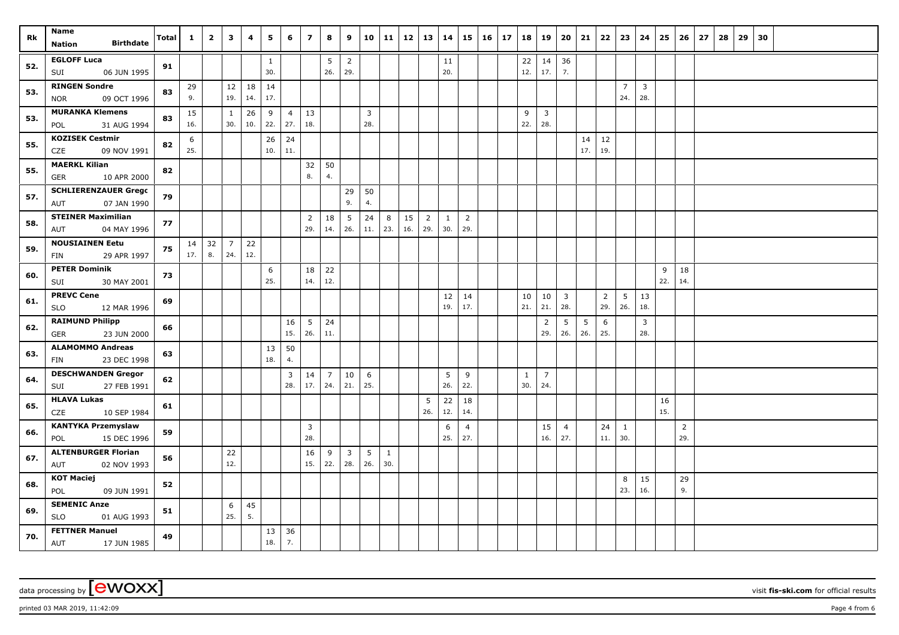| Rk | Name / Nation Birthdate | Total | 1 | 2 | 3 | 4 | 5 | 6 | 7 | 8 | 9 | 10 | 11 | 12 | 13 | 14 | 15 | 16 | 17 | 18 | 19 | 20 | 21 | 22 | 23 | 24 | 25 | 26 | 27 | 28 | 29 | 30 |
|---|---|---|---|---|---|---|---|---|---|---|---|---|---|---|---|---|---|---|---|---|---|---|---|---|---|---|---|---|---|---|---|---|
| 52. | EGLOFF Luca | 91 | | | | | 1 | | | 5 | 2 | | | | | 11 | | | | 22 | 14 | 36 | | | | | | | | | | |
| | SUI 06 JUN 1995 | | | | | | 30. | | | 26. | 29. | | | | | 20. | | | | 12. | 17. | 7. | | | | | | | | | | |
| 53. | RINGEN Sondre | 83 | 29 | | 12 | 18 | 14 | | | | | | | | | | | | | | | | | | 7 | 3 | | | | | | |
| | NOR 09 OCT 1996 | | 9. | | 19. | 14. | 17. | | | | | | | | | | | | | | | | | | 24. | 28. | | | | | | |
| 53. | MURANKA Klemens | 83 | 15 | | 1 | 26 | 9 | 4 | 13 | | | 3 | | | | | | | | 9 | 3 | | | | | | | | | | | |
| | POL 31 AUG 1994 | | 16. | | 30. | 10. | 22. | 27. | 18. | | | 28. | | | | | | | | 22. | 28. | | | | | | | | | | | |
| 55. | KOZISEK Cestmir | 82 | 6 | | | | 26 | 24 | | | | | | | | | | | | | | | 14 | 12 | | | | | | | | |
| | CZE 09 NOV 1991 | | 25. | | | | 10. | 11. | | | | | | | | | | | | | | | 17. | 19. | | | | | | | | |
| 55. | MAERKL Kilian | 82 | | | | | | | 32 | 50 | | | | | | | | | | | | | | | | | | | | | | |
| | GER 10 APR 2000 | | | | | | | | 8. | 4. | | | | | | | | | | | | | | | | | | | | | | |
| 57. | SCHLIERENZAUER Grego | 79 | | | | | | | | | 29 | 50 | | | | | | | | | | | | | | | | | | | | |
| | AUT 07 JAN 1990 | | | | | | | | | | 9. | 4. | | | | | | | | | | | | | | | | | | | | |
| 58. | STEINER Maximilian | 77 | | | | | | | 2 | 18 | 5 | 24 | 8 | 15 | 2 | 1 | 2 | | | | | | | | | | | | | | | |
| | AUT 04 MAY 1996 | | | | | | | | 29. | 14. | 26. | 11. | 23. | 16. | 29. | 30. | 29. | | | | | | | | | | | | | | | |
| 59. | NOUSIAINEN Eetu | 75 | 14 | 32 | 7 | 22 | | | | | | | | | | | | | | | | | | | | | | | | | | |
| | FIN 29 APR 1997 | | 17. | 8. | 24. | 12. | | | | | | | | | | | | | | | | | | | | | | | | | | |
| 60. | PETER Dominik | 73 | | | | | 6 | | 18 | 22 | | | | | | | | | | | | | | | | | 9 | 18 | | | | |
| | SUI 30 MAY 2001 | | | | | | 25. | | 14. | 12. | | | | | | | | | | | | | | | | | 22. | 14. | | | | |
| 61. | PREVC Cene | 69 | | | | | | | | | | | | | | 12 | 14 | | | 10 | 10 | 3 | | 2 | 5 | 13 | | | | | | |
| | SLO 12 MAR 1996 | | | | | | | | | | | | | | | 19. | 17. | | | 21. | 21. | 28. | | 29. | 26. | 18. | | | | | | |
| 62. | RAIMUND Philipp | 66 | | | | | | 16 | 5 | 24 | | | | | | | | | | | 2 | 5 | 5 | 6 | | 3 | | | | | | |
| | GER 23 JUN 2000 | | | | | | | 15. | 26. | 11. | | | | | | | | | | | 29. | 26. | 26. | 25. | | 28. | | | | | | |
| 63. | ALAMOMMO Andreas | 63 | | | | | 13 | 50 | | | | | | | | | | | | | | | | | | | | | | | | |
| | FIN 23 DEC 1998 | | | | | | 18. | 4. | | | | | | | | | | | | | | | | | | | | | | | | |
| 64. | DESCHWANDEN Gregor | 62 | | | | | | 3 | 14 | 7 | 10 | 6 | | | | 5 | 9 | | | 1 | 7 | | | | | | | | | | | |
| | SUI 27 FEB 1991 | | | | | | | 28. | 17. | 24. | 21. | 25. | | | | 26. | 22. | | | 30. | 24. | | | | | | | | | | | |
| 65. | HLAVA Lukas | 61 | | | | | | | | | | | | | 5 | 22 | 18 | | | | | | | | | | 16 | | | | | |
| | CZE 10 SEP 1984 | | | | | | | | | | | | | | 26. | 12. | 14. | | | | | | | | | | 15. | | | | | |
| 66. | KANTYKA Przemyslaw | 59 | | | | | | | 3 | | | | | | | 6 | 4 | | | | 15 | 4 | | 24 | 1 | | | 2 | | | | |
| | POL 15 DEC 1996 | | | | | | | | 28. | | | | | | | 25. | 27. | | | | 16. | 27. | | 11. | 30. | | | 29. | | | | |
| 67. | ALTENBURGER Florian | 56 | | | 22 | | | | 16 | 9 | 3 | 5 | 1 | | | | | | | | | | | | | | | | | | | |
| | AUT 02 NOV 1993 | | | | 12. | | | | 15. | 22. | 28. | 26. | 30. | | | | | | | | | | | | | | | | | | | |
| 68. | KOT Maciej | 52 | | | | | | | | | | | | | | | | | | | | | | | 8 | 15 | | 29 | | | | |
| | POL 09 JUN 1991 | | | | | | | | | | | | | | | | | | | | | | | | 23. | 16. | | 9. | | | | |
| 69. | SEMENIC Anze | 51 | | | 6 | 45 | | | | | | | | | | | | | | | | | | | | | | | | | | |
| | SLO 01 AUG 1993 | | | | 25. | 5. | | | | | | | | | | | | | | | | | | | | | | | | | | |
| 70. | FETTNER Manuel | 49 | | | | | 13 | 36 | | | | | | | | | | | | | | | | | | | | | | | | |
| | AUT 17 JUN 1985 | | | | | | 18. | 7. | | | | | | | | | | | | | | | | | | | | | | | | |

data processing by [ewoxx] visit fis-ski.com for official results

printed 03 MAR 2019, 11:42:09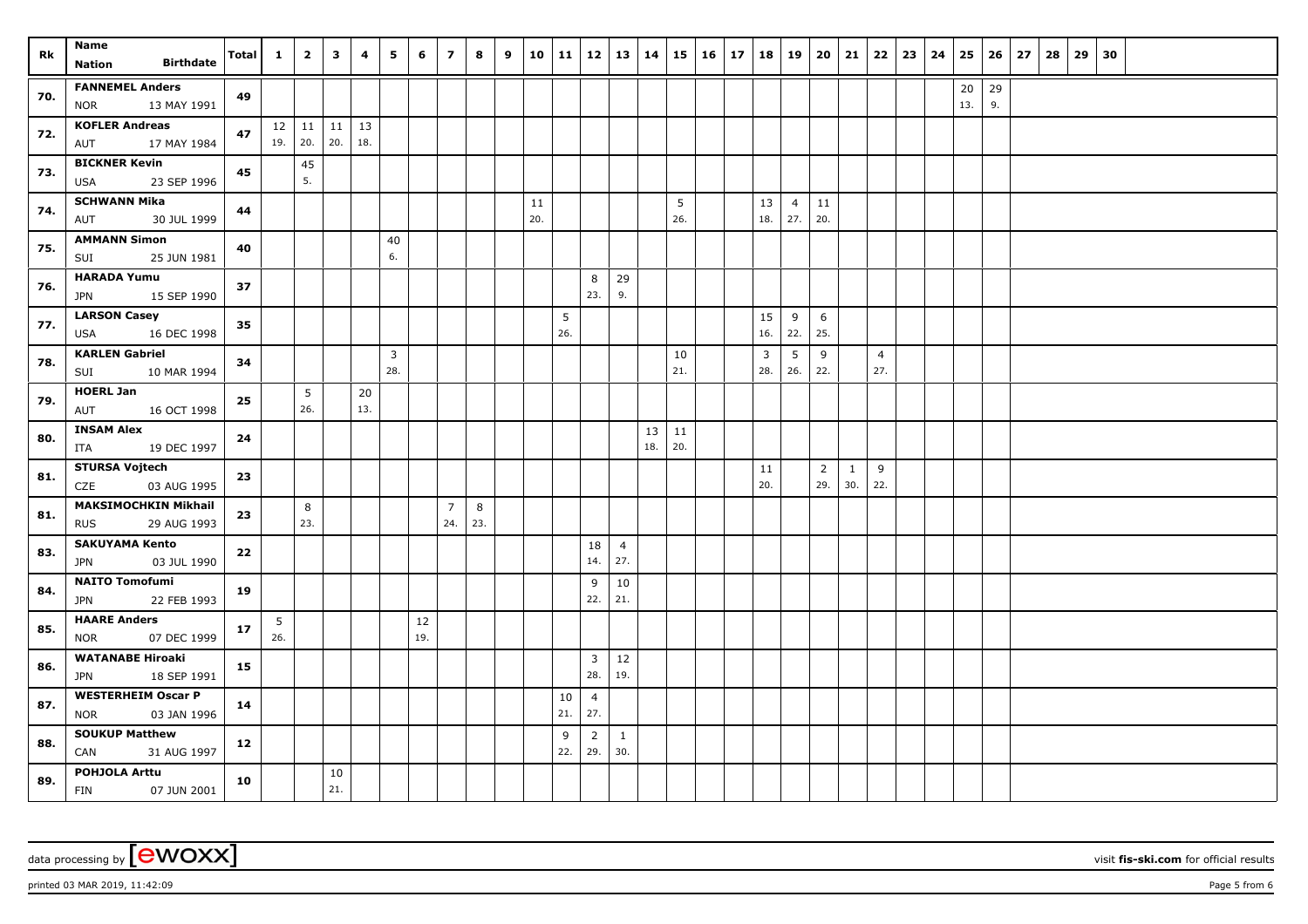| Rk | Name Nation Birthdate | Total | 1 | 2 | 3 | 4 | 5 | 6 | 7 | 8 | 9 | 10 | 11 | 12 | 13 | 14 | 15 | 16 | 17 | 18 | 19 | 20 | 21 | 22 | 23 | 24 | 25 | 26 | 27 | 28 | 29 | 30 |
|---|---|---|---|---|---|---|---|---|---|---|---|---|---|---|---|---|---|---|---|---|---|---|---|---|---|---|---|---|---|---|---|---|
| 70. | **FANNEMEL Anders** NOR 13 MAY 1991 | 49 | | | | | | | | | | | | | | | | | | | | | | | | | 20 13. | 29 9. | | | | |
| 72. | **KOFLER Andreas** AUT 17 MAY 1984 | 47 | 12 19. | 11 20. | 11 20. | 13 18. | | | | | | | | | | | | | | | | | | | | | | | | | | |
| 73. | **BICKNER Kevin** USA 23 SEP 1996 | 45 | | 45 5. | | | | | | | | | | | | | | | | | | | | | | | | | | | | |
| 74. | **SCHWANN Mika** AUT 30 JUL 1999 | 44 | | | | | | | | | | 11 20. | | | | | 5 26. | | | 13 18. | 4 27. | 11 20. | | | | | | | | | | |
| 75. | **AMMANN Simon** SUI 25 JUN 1981 | 40 | | | | | 40 6. | | | | | | | | | | | | | | | | | | | | | | | | | |
| 76. | **HARADA Yumu** JPN 15 SEP 1990 | 37 | | | | | | | | | | | | 8 23. | 29 9. | | | | | | | | | | | | | | | | | |
| 77. | **LARSON Casey** USA 16 DEC 1998 | 35 | | | | | | | | | | | 5 26. | | | | | | | 15 16. | 9 22. | 6 25. | | | | | | | | | | |
| 78. | **KARLEN Gabriel** SUI 10 MAR 1994 | 34 | | | | | 3 28. | | | | | | | | | | 10 21. | | | 3 28. | 5 26. | 9 22. | | 4 27. | | | | | | | | |
| 79. | **HOERL Jan** AUT 16 OCT 1998 | 25 | | 5 26. | | 20 13. | | | | | | | | | | | | | | | | | | | | | | | | | | |
| 80. | **INSAM Alex** ITA 19 DEC 1997 | 24 | | | | | | | | | | | | | | 13 18. | 11 20. | | | | | | | | | | | | | | | |
| 81. | **STURSA Vojtech** CZE 03 AUG 1995 | 23 | | | | | | | | | | | | | | | | | | 11 20. | | 2 29. | 1 30. | 9 22. | | | | | | | | |
| 81. | **MAKSIMOCHKIN Mikhail** RUS 29 AUG 1993 | 23 | | 8 23. | | | | | 7 24. | 8 23. | | | | | | | | | | | | | | | | | | | | | | |
| 83. | **SAKUYAMA Kento** JPN 03 JUL 1990 | 22 | | | | | | | | | | | | 18 14. | 4 27. | | | | | | | | | | | | | | | | | |
| 84. | **NAITO Tomofumi** JPN 22 FEB 1993 | 19 | | | | | | | | | | | | 9 22. | 10 21. | | | | | | | | | | | | | | | | | |
| 85. | **HAARE Anders** NOR 07 DEC 1999 | 17 | 5 26. | | | | | 12 19. | | | | | | | | | | | | | | | | | | | | | | | | |
| 86. | **WATANABE Hiroaki** JPN 18 SEP 1991 | 15 | | | | | | | | | | | | 3 28. | 12 19. | | | | | | | | | | | | | | | | | |
| 87. | **WESTERHEIM Oscar P** NOR 03 JAN 1996 | 14 | | | | | | | | | | | 10 21. | 4 27. | | | | | | | | | | | | | | | | | | |
| 88. | **SOUKUP Matthew** CAN 31 AUG 1997 | 12 | | | | | | | | | | | 9 22. | 2 29. | 1 30. | | | | | | | | | | | | | | | | | |
| 89. | **POHJOLA Arttu** FIN 07 JUN 2001 | 10 | | | 10 21. | | | | | | | | | | | | | | | | | | | | | | | | | | | |

data processing by [ewoxx] visit fis-ski.com for official results

printed 03 MAR 2019, 11:42:09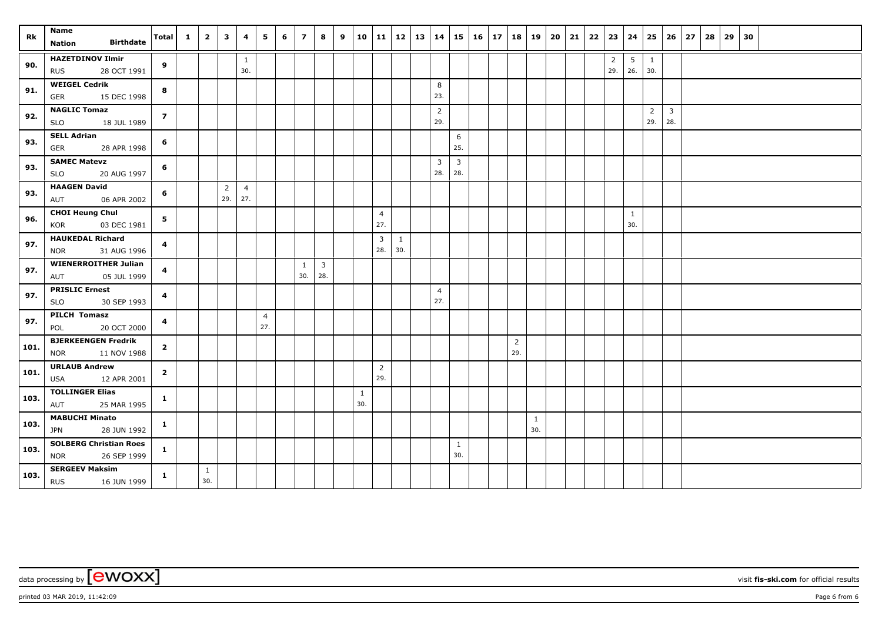| Rk | Name<br>Nation Birthdate | Total | 1 | 2 | 3 | 4 | 5 | 6 | 7 | 8 | 9 | 10 | 11 | 12 | 13 | 14 | 15 | 16 | 17 | 18 | 19 | 20 | 21 | 22 | 23 | 24 | 25 | 26 | 27 | 28 | 29 | 30 |
|---|---|---|---|---|---|---|---|---|---|---|---|---|---|---|---|---|---|---|---|---|---|---|---|---|---|---|---|---|---|---|---|---|
| 90. | HAZETDINOV Ilmir<br>RUS 28 OCT 1991 | 9 | | | | 1<br>30. | | | | | | | | | | | | | | | | | | | 2<br>29. | 5<br>26. | 1<br>30. | | | | | |
| 91. | WEIGEL Cedrik<br>GER 15 DEC 1998 | 8 | | | | | | | | | | | | | | 8<br>23. | | | | | | | | | | | | | | | | |
| 92. | NAGLIC Tomaz<br>SLO 18 JUL 1989 | 7 | | | | | | | | | | | | | | 2<br>29. | | | | | | | | | | | 2<br>29. | 3<br>28. | | | | |
| 93. | SELL Adrian<br>GER 28 APR 1998 | 6 | | | | | | | | | | | | | | | 6<br>25. | | | | | | | | | | | | | | | |
| 93. | SAMEC Matevz<br>SLO 20 AUG 1997 | 6 | | | | | | | | | | | | | | 3<br>28. | 3<br>28. | | | | | | | | | | | | | | | |
| 93. | HAAGEN David<br>AUT 06 APR 2002 | 6 | | | 2<br>29. | 4<br>27. | | | | | | | | | | | | | | | | | | | | | | | | | | |
| 96. | CHOI Heung Chul<br>KOR 03 DEC 1981 | 5 | | | | | | | | | | | 4<br>27. | | | | | | | | | | | | | 1<br>30. | | | | | | |
| 97. | HAUKEDAL Richard<br>NOR 31 AUG 1996 | 4 | | | | | | | | | | | 3<br>28. | 1<br>30. | | | | | | | | | | | | | | | | | | |
| 97. | WIENERROITHER Julian<br>AUT 05 JUL 1999 | 4 | | | | | | | 1<br>30. | 3<br>28. | | | | | | | | | | | | | | | | | | | | | | |
| 97. | PRISLIC Ernest<br>SLO 30 SEP 1993 | 4 | | | | | | | | | | | | | | 4<br>27. | | | | | | | | | | | | | | | | |
| 97. | PILCH Tomasz<br>POL 20 OCT 2000 | 4 | | | | | 4<br>27. | | | | | | | | | | | | | | | | | | | | | | | | | |
| 101. | BJERKEENGEN Fredrik<br>NOR 11 NOV 1988 | 2 | | | | | | | | | | | | | | | | | | 2<br>29. | | | | | | | | | | | | |
| 101. | URLAUB Andrew<br>USA 12 APR 2001 | 2 | | | | | | | | | | | 2<br>29. | | | | | | | | | | | | | | | | | | | |
| 103. | TOLLINGER Elias<br>AUT 25 MAR 1995 | 1 | | | | | | | | | | 1<br>30. | | | | | | | | | | | | | | | | | | | | |
| 103. | MABUCHI Minato<br>JPN 28 JUN 1992 | 1 | | | | | | | | | | | | | | | | | | | 1<br>30. | | | | | | | | | | | |
| 103. | SOLBERG Christian Roes<br>NOR 26 SEP 1999 | 1 | | | | | | | | | | | | | | | 1<br>30. | | | | | | | | | | | | | | | |
| 103. | SERGEEV Maksim<br>RUS 16 JUN 1999 | 1 | | 1<br>30. | | | | | | | | | | | | | | | | | | | | | | | | | | | | |

data processing by [ewoxx] visit fis-ski.com for official results

printed 03 MAR 2019, 11:42:09